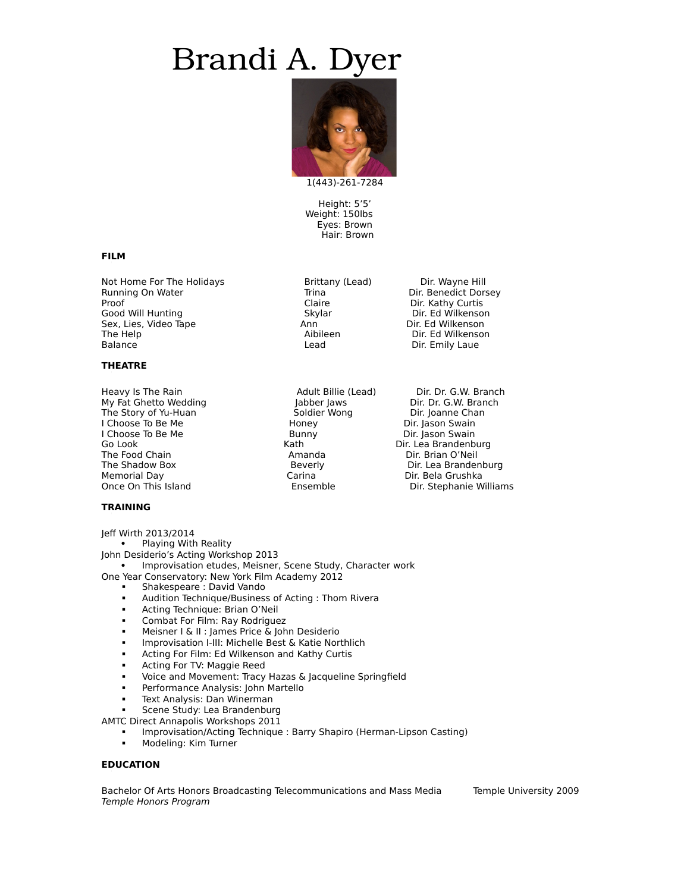# Brandi A. Dyer

1(443)-261-7284

Height: 5'5'
Weight: 150lbs
Eyes: Brown
Hair: Brown

## FILM

| | | |
|---|---|---|
| Not Home For The Holidays | Brittany (Lead) | Dir. Wayne Hill |
| Running On Water | Trina | Dir. Benedict Dorsey |
| Proof | Claire | Dir. Kathy Curtis |
| Good Will Hunting | Skylar | Dir. Ed Wilkenson |
| Sex, Lies, Video Tape | Ann | Dir. Ed Wilkenson |
| The Help | Aibileen | Dir. Ed Wilkenson |
| Balance | Lead | Dir. Emily Laue |

## THEATRE

| | | |
|---|---|---|
| Heavy Is The Rain | Adult Billie (Lead) | Dir. Dr. G.W. Branch |
| My Fat Ghetto Wedding | Jabber Jaws | Dir. Dr. G.W. Branch |
| The Story of Yu-Huan | Soldier Wong | Dir. Joanne Chan |
| I Choose To Be Me | Honey | Dir. Jason Swain |
| I Choose To Be Me | Bunny | Dir. Jason Swain |
| Go Look | Kath | Dir. Lea Brandenburg |
| The Food Chain | Amanda | Dir. Brian O'Neil |
| The Shadow Box | Beverly | Dir. Lea Brandenburg |
| Memorial Day | Carina | Dir. Bela Grushka |
| Once On This Island | Ensemble | Dir. Stephanie Williams |

## TRAINING

Jeff Wirth 2013/2014
- Playing With Reality

John Desiderio's Acting Workshop 2013
- Improvisation etudes, Meisner, Scene Study, Character work

One Year Conservatory: New York Film Academy 2012
- Shakespeare : David Vando
- Audition Technique/Business of Acting : Thom Rivera
- Acting Technique: Brian O'Neil
- Combat For Film: Ray Rodriguez
- Meisner I & II : James Price & John Desiderio
- Improvisation I-III: Michelle Best & Katie Northlich
- Acting For Film: Ed Wilkenson and Kathy Curtis
- Acting For TV: Maggie Reed
- Voice and Movement: Tracy Hazas & Jacqueline Springfield
- Performance Analysis: John Martello
- Text Analysis: Dan Winerman
- Scene Study: Lea Brandenburg

AMTC Direct Annapolis Workshops 2011
- Improvisation/Acting Technique : Barry Shapiro (Herman-Lipson Casting)
- Modeling: Kim Turner

## EDUCATION

Bachelor Of Arts Honors Broadcasting Telecommunications and Mass Media — Temple University 2009
*Temple Honors Program*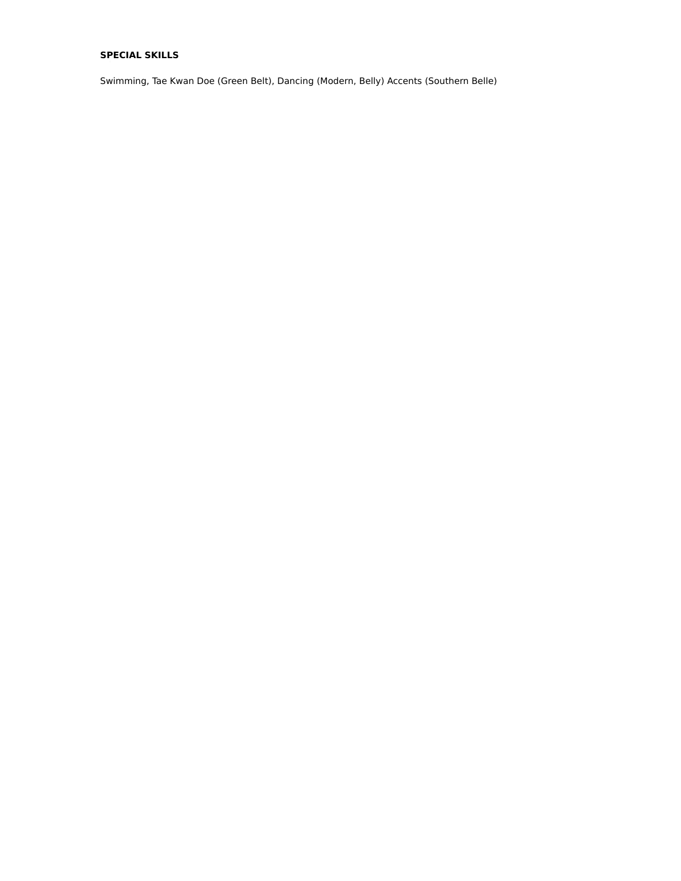**SPECIAL SKILLS**

Swimming, Tae Kwan Doe (Green Belt), Dancing (Modern, Belly) Accents (Southern Belle)